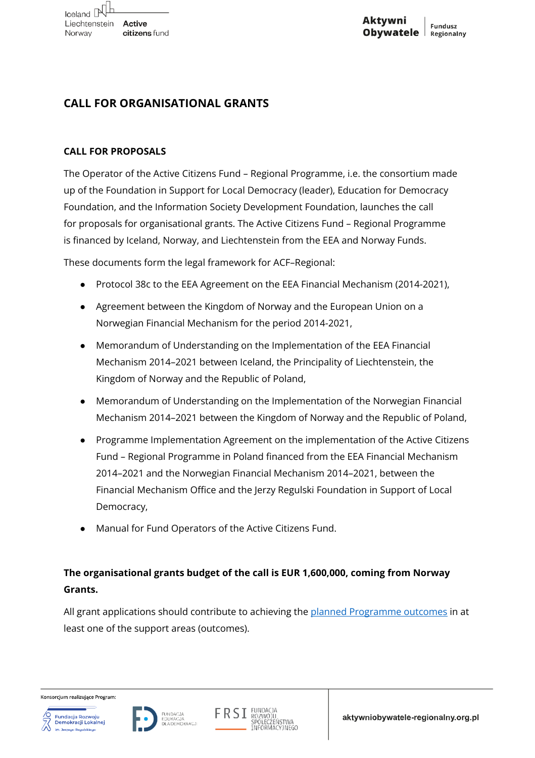# CALL FOR ORGANISATIONAL GRANTS

## CALL FOR PROPOSALS

The Operator of the Active Citizens Fund – Regional Programme, i.e. the consortium made up of the Foundation in Support for Local Democracy (leader), Education for Democracy Foundation, and the Information Society Development Foundation, launches the call for proposals for organisational grants. The Active Citizens Fund – Regional Programme is financed by Iceland, Norway, and Liechtenstein from the EEA and Norway Funds.

These documents form the legal framework for ACF–Regional:

- Protocol 38c to the EEA Agreement on the EEA Financial Mechanism (2014-2021),
- Agreement between the Kingdom of Norway and the European Union on a Norwegian Financial Mechanism for the period 2014-2021,
- Memorandum of Understanding on the Implementation of the EEA Financial Mechanism 2014–2021 between Iceland, the Principality of Liechtenstein, the Kingdom of Norway and the Republic of Poland,
- Memorandum of Understanding on the Implementation of the Norwegian Financial Mechanism 2014–2021 between the Kingdom of Norway and the Republic of Poland,
- Programme Implementation Agreement on the implementation of the Active Citizens Fund – Regional Programme in Poland financed from the EEA Financial Mechanism 2014–2021 and the Norwegian Financial Mechanism 2014–2021, between the Financial Mechanism Office and the Jerzy Regulski Foundation in Support of Local Democracy,
- Manual for Fund Operators of the Active Citizens Fund.

**The organisational grants budget of the call is EUR 1,600,000, coming from Norway Grants.**

All grant applications should contribute to achieving the planned Programme outcomes in at least one of the support areas (outcomes).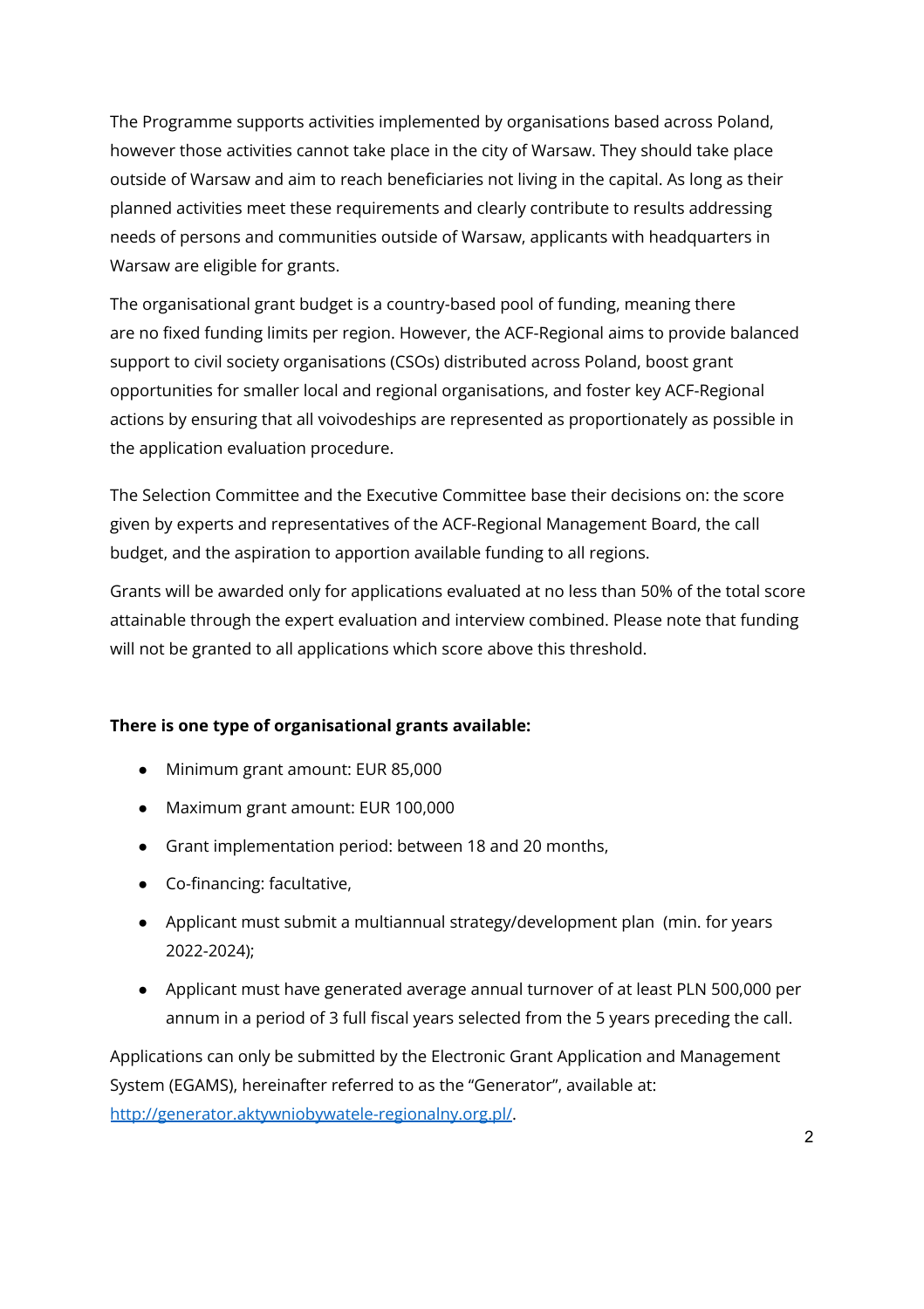The Programme supports activities implemented by organisations based across Poland, however those activities cannot take place in the city of Warsaw. They should take place outside of Warsaw and aim to reach beneficiaries not living in the capital. As long as their planned activities meet these requirements and clearly contribute to results addressing needs of persons and communities outside of Warsaw, applicants with headquarters in Warsaw are eligible for grants.

The organisational grant budget is a country-based pool of funding, meaning there are no fixed funding limits per region. However, the ACF-Regional aims to provide balanced support to civil society organisations (CSOs) distributed across Poland, boost grant opportunities for smaller local and regional organisations, and foster key ACF-Regional actions by ensuring that all voivodeships are represented as proportionately as possible in the application evaluation procedure.

The Selection Committee and the Executive Committee base their decisions on: the score given by experts and representatives of the ACF-Regional Management Board, the call budget, and the aspiration to apportion available funding to all regions.

Grants will be awarded only for applications evaluated at no less than 50% of the total score attainable through the expert evaluation and interview combined. Please note that funding will not be granted to all applications which score above this threshold.

**There is one type of organisational grants available:**

- Minimum grant amount: EUR 85,000
- Maximum grant amount: EUR 100,000
- Grant implementation period: between 18 and 20 months,
- Co-financing: facultative,
- Applicant must submit a multiannual strategy/development plan (min. for years 2022-2024);
- Applicant must have generated average annual turnover of at least PLN 500,000 per annum in a period of 3 full fiscal years selected from the 5 years preceding the call.

Applications can only be submitted by the Electronic Grant Application and Management System (EGAMS), hereinafter referred to as the "Generator", available at: [http://generator.aktywniobywatele-regionalny.org.pl/](http://generator.aktywniobywatele-regionalny.org.pl/).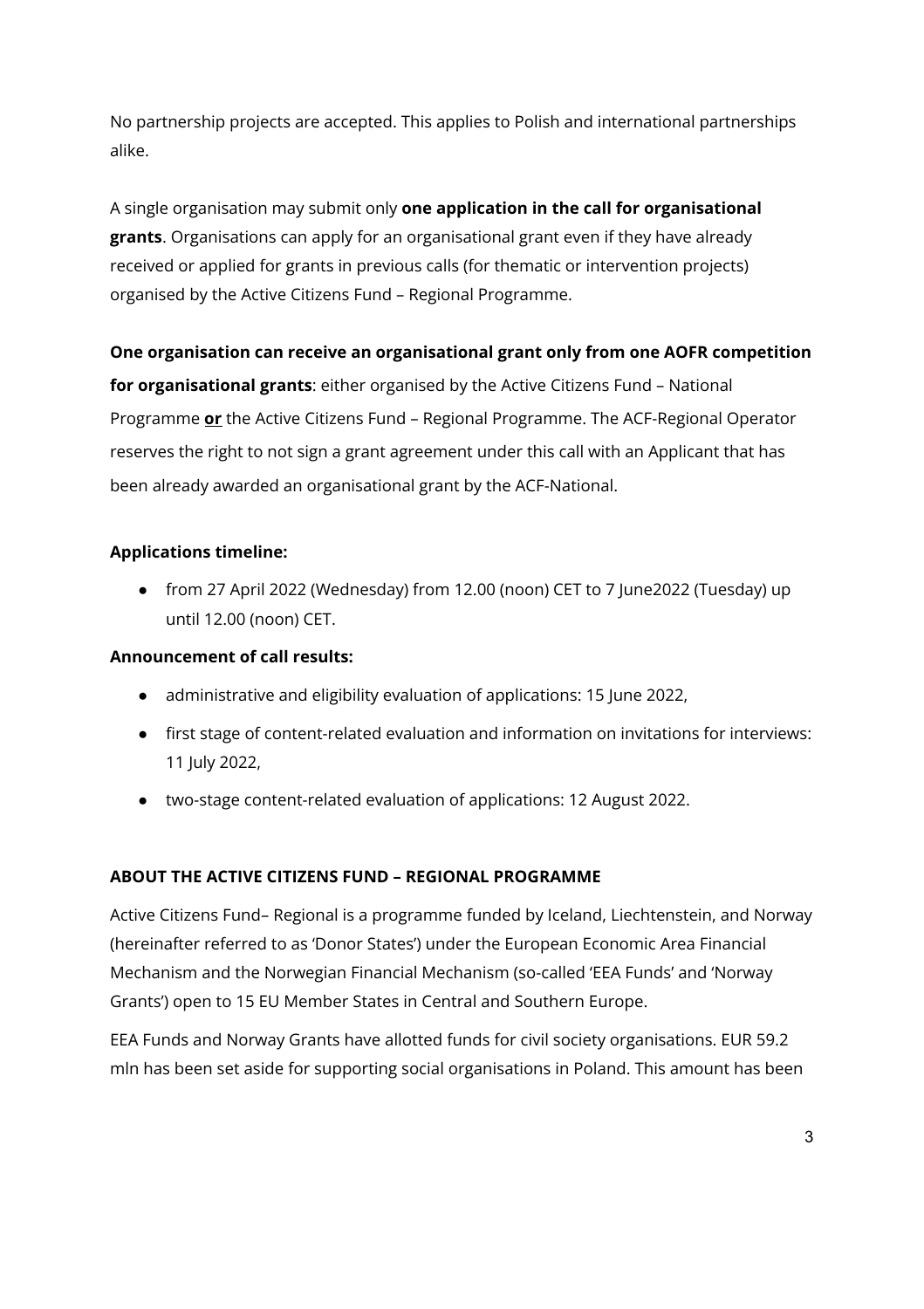No partnership projects are accepted. This applies to Polish and international partnerships alike.

A single organisation may submit only **one application in the call for organisational grants**. Organisations can apply for an organisational grant even if they have already received or applied for grants in previous calls (for thematic or intervention projects) organised by the Active Citizens Fund – Regional Programme.

**One organisation can receive an organisational grant only from one AOFR competition for organisational grants**: either organised by the Active Citizens Fund – National Programme **or** the Active Citizens Fund – Regional Programme. The ACF-Regional Operator reserves the right to not sign a grant agreement under this call with an Applicant that has been already awarded an organisational grant by the ACF-National.

**Applications timeline:**

- from 27 April 2022 (Wednesday) from 12.00 (noon) CET to 7 June2022 (Tuesday) up until 12.00 (noon) CET.

**Announcement of call results:**

- administrative and eligibility evaluation of applications: 15 June 2022,
- first stage of content-related evaluation and information on invitations for interviews: 11 July 2022,
- two-stage content-related evaluation of applications: 12 August 2022.

## ABOUT THE ACTIVE CITIZENS FUND – REGIONAL PROGRAMME

Active Citizens Fund– Regional is a programme funded by Iceland, Liechtenstein, and Norway (hereinafter referred to as 'Donor States') under the European Economic Area Financial Mechanism and the Norwegian Financial Mechanism (so-called 'EEA Funds' and 'Norway Grants') open to 15 EU Member States in Central and Southern Europe.

EEA Funds and Norway Grants have allotted funds for civil society organisations. EUR 59.2 mln has been set aside for supporting social organisations in Poland. This amount has been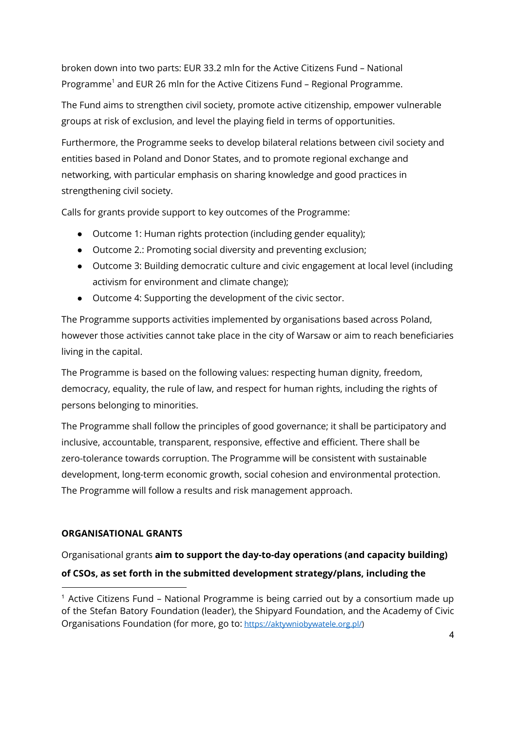broken down into two parts: EUR 33.2 mln for the Active Citizens Fund – National Programme[1] and EUR 26 mln for the Active Citizens Fund – Regional Programme.

The Fund aims to strengthen civil society, promote active citizenship, empower vulnerable groups at risk of exclusion, and level the playing field in terms of opportunities.

Furthermore, the Programme seeks to develop bilateral relations between civil society and entities based in Poland and Donor States, and to promote regional exchange and networking, with particular emphasis on sharing knowledge and good practices in strengthening civil society.

Calls for grants provide support to key outcomes of the Programme:

- Outcome 1: Human rights protection (including gender equality);
- Outcome 2.: Promoting social diversity and preventing exclusion;
- Outcome 3: Building democratic culture and civic engagement at local level (including activism for environment and climate change);
- Outcome 4: Supporting the development of the civic sector.

The Programme supports activities implemented by organisations based across Poland, however those activities cannot take place in the city of Warsaw or aim to reach beneficiaries living in the capital.

The Programme is based on the following values: respecting human dignity, freedom, democracy, equality, the rule of law, and respect for human rights, including the rights of persons belonging to minorities.

The Programme shall follow the principles of good governance; it shall be participatory and inclusive, accountable, transparent, responsive, effective and efficient. There shall be zero-tolerance towards corruption. The Programme will be consistent with sustainable development, long-term economic growth, social cohesion and environmental protection. The Programme will follow a results and risk management approach.

**ORGANISATIONAL GRANTS**

Organisational grants **aim to support the day-to-day operations (and capacity building) of CSOs, as set forth in the submitted development strategy/plans, including the**

[1] Active Citizens Fund – National Programme is being carried out by a consortium made up of the Stefan Batory Foundation (leader), the Shipyard Foundation, and the Academy of Civic Organisations Foundation (for more, go to: https://aktywniobywatele.org.pl/)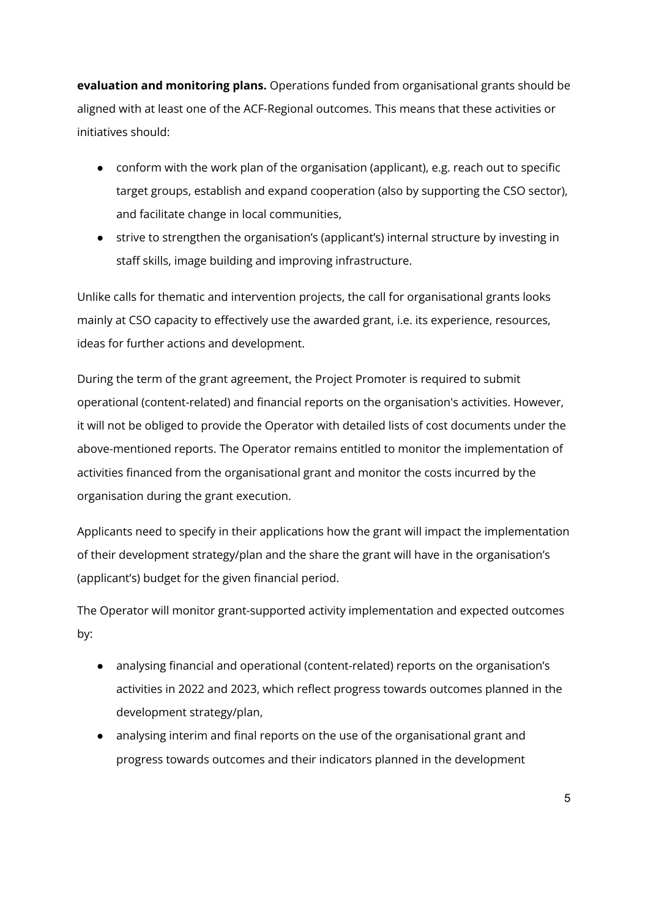**evaluation and monitoring plans.** Operations funded from organisational grants should be aligned with at least one of the ACF-Regional outcomes. This means that these activities or initiatives should:

- conform with the work plan of the organisation (applicant), e.g. reach out to specific target groups, establish and expand cooperation (also by supporting the CSO sector), and facilitate change in local communities,
- strive to strengthen the organisation's (applicant's) internal structure by investing in staff skills, image building and improving infrastructure.

Unlike calls for thematic and intervention projects, the call for organisational grants looks mainly at CSO capacity to effectively use the awarded grant, i.e. its experience, resources, ideas for further actions and development.

During the term of the grant agreement, the Project Promoter is required to submit operational (content-related) and financial reports on the organisation's activities. However, it will not be obliged to provide the Operator with detailed lists of cost documents under the above-mentioned reports. The Operator remains entitled to monitor the implementation of activities financed from the organisational grant and monitor the costs incurred by the organisation during the grant execution.

Applicants need to specify in their applications how the grant will impact the implementation of their development strategy/plan and the share the grant will have in the organisation's (applicant's) budget for the given financial period.

The Operator will monitor grant-supported activity implementation and expected outcomes by:

- analysing financial and operational (content-related) reports on the organisation's activities in 2022 and 2023, which reflect progress towards outcomes planned in the development strategy/plan,
- analysing interim and final reports on the use of the organisational grant and progress towards outcomes and their indicators planned in the development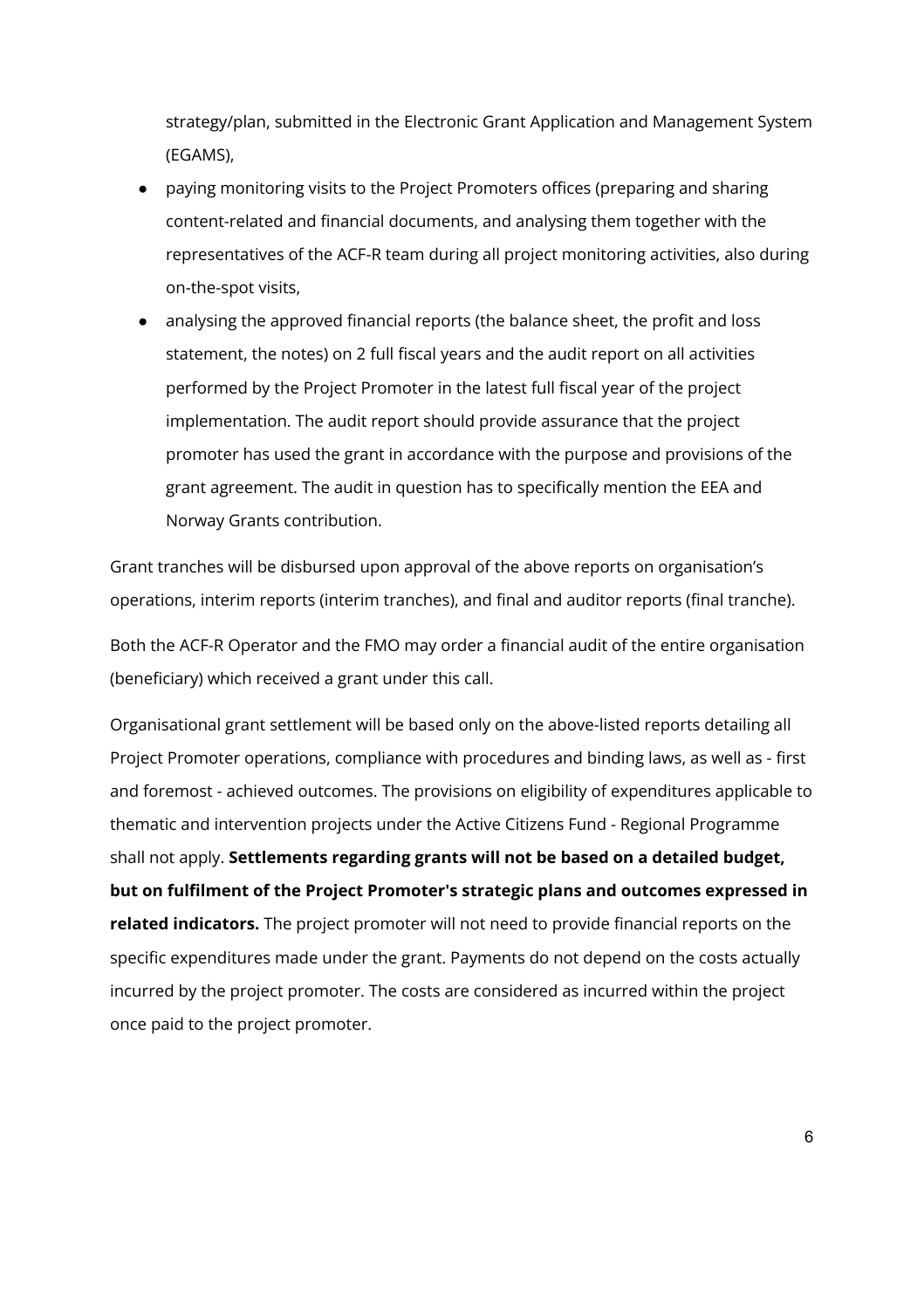strategy/plan, submitted in the Electronic Grant Application and Management System (EGAMS),

- paying monitoring visits to the Project Promoters offices (preparing and sharing content-related and financial documents, and analysing them together with the representatives of the ACF-R team during all project monitoring activities, also during on-the-spot visits,
- analysing the approved financial reports (the balance sheet, the profit and loss statement, the notes) on 2 full fiscal years and the audit report on all activities performed by the Project Promoter in the latest full fiscal year of the project implementation. The audit report should provide assurance that the project promoter has used the grant in accordance with the purpose and provisions of the grant agreement. The audit in question has to specifically mention the EEA and Norway Grants contribution.

Grant tranches will be disbursed upon approval of the above reports on organisation's operations, interim reports (interim tranches), and final and auditor reports (final tranche).

Both the ACF-R Operator and the FMO may order a financial audit of the entire organisation (beneficiary) which received a grant under this call.

Organisational grant settlement will be based only on the above-listed reports detailing all Project Promoter operations, compliance with procedures and binding laws, as well as - first and foremost - achieved outcomes. The provisions on eligibility of expenditures applicable to thematic and intervention projects under the Active Citizens Fund - Regional Programme shall not apply. **Settlements regarding grants will not be based on a detailed budget, but on fulfilment of the Project Promoter's strategic plans and outcomes expressed in related indicators.** The project promoter will not need to provide financial reports on the specific expenditures made under the grant. Payments do not depend on the costs actually incurred by the project promoter. The costs are considered as incurred within the project once paid to the project promoter.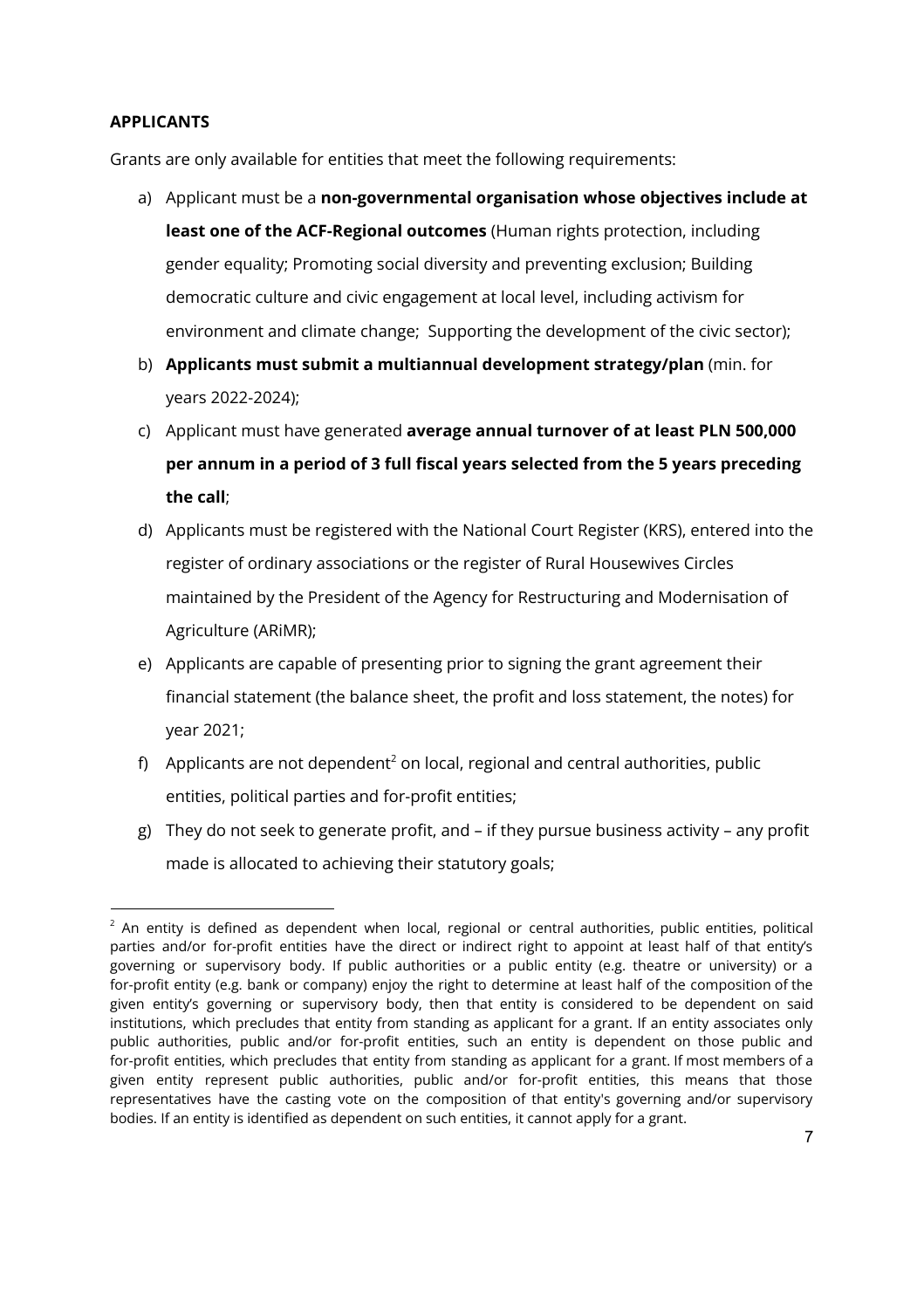**APPLICANTS**

Grants are only available for entities that meet the following requirements:

a) Applicant must be a **non-governmental organisation whose objectives include at least one of the ACF-Regional outcomes** (Human rights protection, including gender equality; Promoting social diversity and preventing exclusion; Building democratic culture and civic engagement at local level, including activism for environment and climate change; Supporting the development of the civic sector);

b) **Applicants must submit a multiannual development strategy/plan** (min. for years 2022-2024);

c) Applicant must have generated **average annual turnover of at least PLN 500,000 per annum in a period of 3 full fiscal years selected from the 5 years preceding the call**;

d) Applicants must be registered with the National Court Register (KRS), entered into the register of ordinary associations or the register of Rural Housewives Circles maintained by the President of the Agency for Restructuring and Modernisation of Agriculture (ARiMR);

e) Applicants are capable of presenting prior to signing the grant agreement their financial statement (the balance sheet, the profit and loss statement, the notes) for year 2021;

f) Applicants are not dependent[2] on local, regional and central authorities, public entities, political parties and for-profit entities;

g) They do not seek to generate profit, and – if they pursue business activity – any profit made is allocated to achieving their statutory goals;

---

[2] An entity is defined as dependent when local, regional or central authorities, public entities, political parties and/or for-profit entities have the direct or indirect right to appoint at least half of that entity's governing or supervisory body. If public authorities or a public entity (e.g. theatre or university) or a for-profit entity (e.g. bank or company) enjoy the right to determine at least half of the composition of the given entity's governing or supervisory body, then that entity is considered to be dependent on said institutions, which precludes that entity from standing as applicant for a grant. If an entity associates only public authorities, public and/or for-profit entities, such an entity is dependent on those public and for-profit entities, which precludes that entity from standing as applicant for a grant. If most members of a given entity represent public authorities, public and/or for-profit entities, this means that those representatives have the casting vote on the composition of that entity's governing and/or supervisory bodies. If an entity is identified as dependent on such entities, it cannot apply for a grant.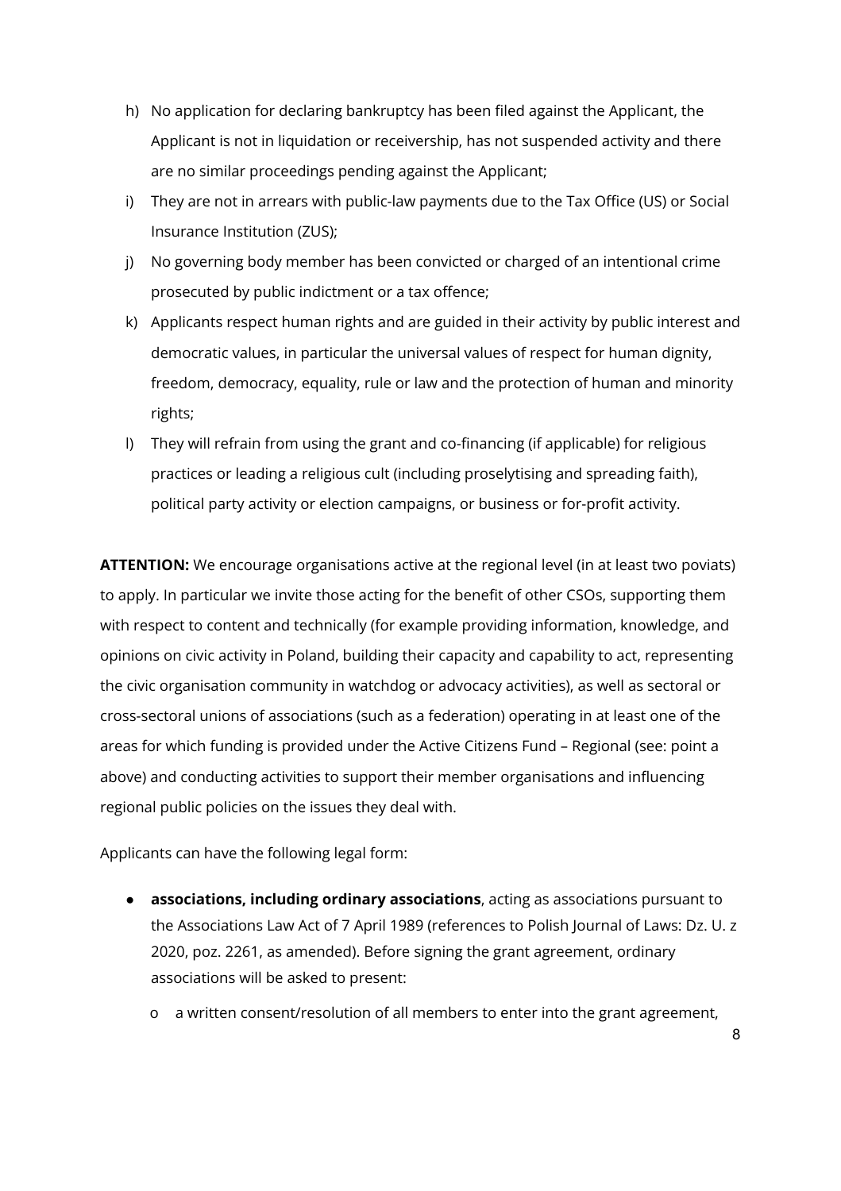h) No application for declaring bankruptcy has been filed against the Applicant, the Applicant is not in liquidation or receivership, has not suspended activity and there are no similar proceedings pending against the Applicant;

i) They are not in arrears with public-law payments due to the Tax Office (US) or Social Insurance Institution (ZUS);

j) No governing body member has been convicted or charged of an intentional crime prosecuted by public indictment or a tax offence;

k) Applicants respect human rights and are guided in their activity by public interest and democratic values, in particular the universal values of respect for human dignity, freedom, democracy, equality, rule or law and the protection of human and minority rights;

l) They will refrain from using the grant and co-financing (if applicable) for religious practices or leading a religious cult (including proselytising and spreading faith), political party activity or election campaigns, or business or for-profit activity.

**ATTENTION:** We encourage organisations active at the regional level (in at least two poviats) to apply. In particular we invite those acting for the benefit of other CSOs, supporting them with respect to content and technically (for example providing information, knowledge, and opinions on civic activity in Poland, building their capacity and capability to act, representing the civic organisation community in watchdog or advocacy activities), as well as sectoral or cross-sectoral unions of associations (such as a federation) operating in at least one of the areas for which funding is provided under the Active Citizens Fund – Regional (see: point a above) and conducting activities to support their member organisations and influencing regional public policies on the issues they deal with.

Applicants can have the following legal form:

- **associations, including ordinary associations**, acting as associations pursuant to the Associations Law Act of 7 April 1989 (references to Polish Journal of Laws: Dz. U. z 2020, poz. 2261, as amended). Before signing the grant agreement, ordinary associations will be asked to present:
    - a written consent/resolution of all members to enter into the grant agreement,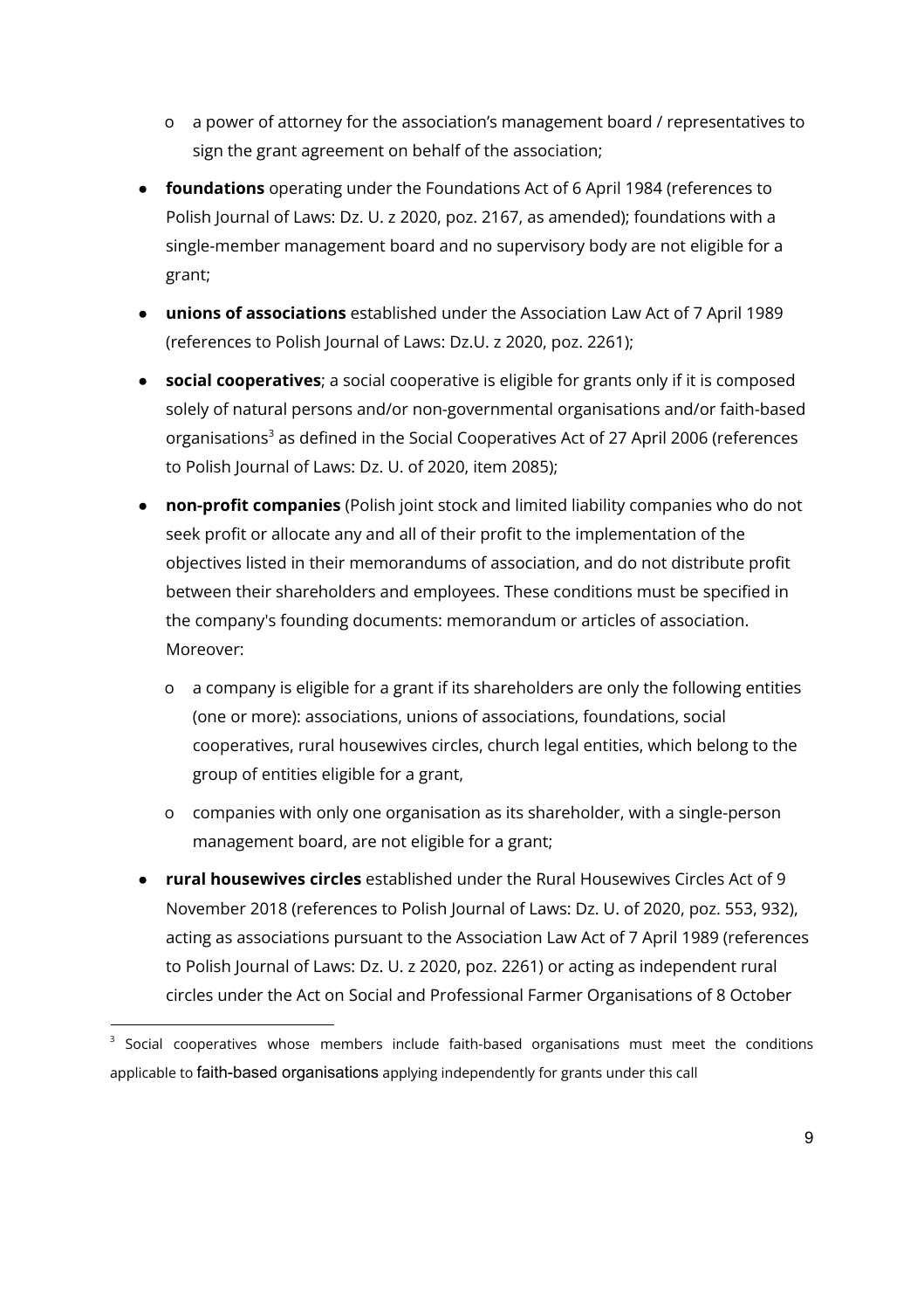- a power of attorney for the association's management board / representatives to sign the grant agreement on behalf of the association;
- **foundations** operating under the Foundations Act of 6 April 1984 (references to Polish Journal of Laws: Dz. U. z 2020, poz. 2167, as amended); foundations with a single-member management board and no supervisory body are not eligible for a grant;
- **unions of associations** established under the Association Law Act of 7 April 1989 (references to Polish Journal of Laws: Dz.U. z 2020, poz. 2261);
- **social cooperatives**; a social cooperative is eligible for grants only if it is composed solely of natural persons and/or non-governmental organisations and/or faith-based organisations[3] as defined in the Social Cooperatives Act of 27 April 2006 (references to Polish Journal of Laws: Dz. U. of 2020, item 2085);
- **non-profit companies** (Polish joint stock and limited liability companies who do not seek profit or allocate any and all of their profit to the implementation of the objectives listed in their memorandums of association, and do not distribute profit between their shareholders and employees. These conditions must be specified in the company's founding documents: memorandum or articles of association. Moreover:
    - a company is eligible for a grant if its shareholders are only the following entities (one or more): associations, unions of associations, foundations, social cooperatives, rural housewives circles, church legal entities, which belong to the group of entities eligible for a grant,
    - companies with only one organisation as its shareholder, with a single-person management board, are not eligible for a grant;
- **rural housewives circles** established under the Rural Housewives Circles Act of 9 November 2018 (references to Polish Journal of Laws: Dz. U. of 2020, poz. 553, 932), acting as associations pursuant to the Association Law Act of 7 April 1989 (references to Polish Journal of Laws: Dz. U. z 2020, poz. 2261) or acting as independent rural circles under the Act on Social and Professional Farmer Organisations of 8 October

[3] Social cooperatives whose members include faith-based organisations must meet the conditions applicable to faith-based organisations applying independently for grants under this call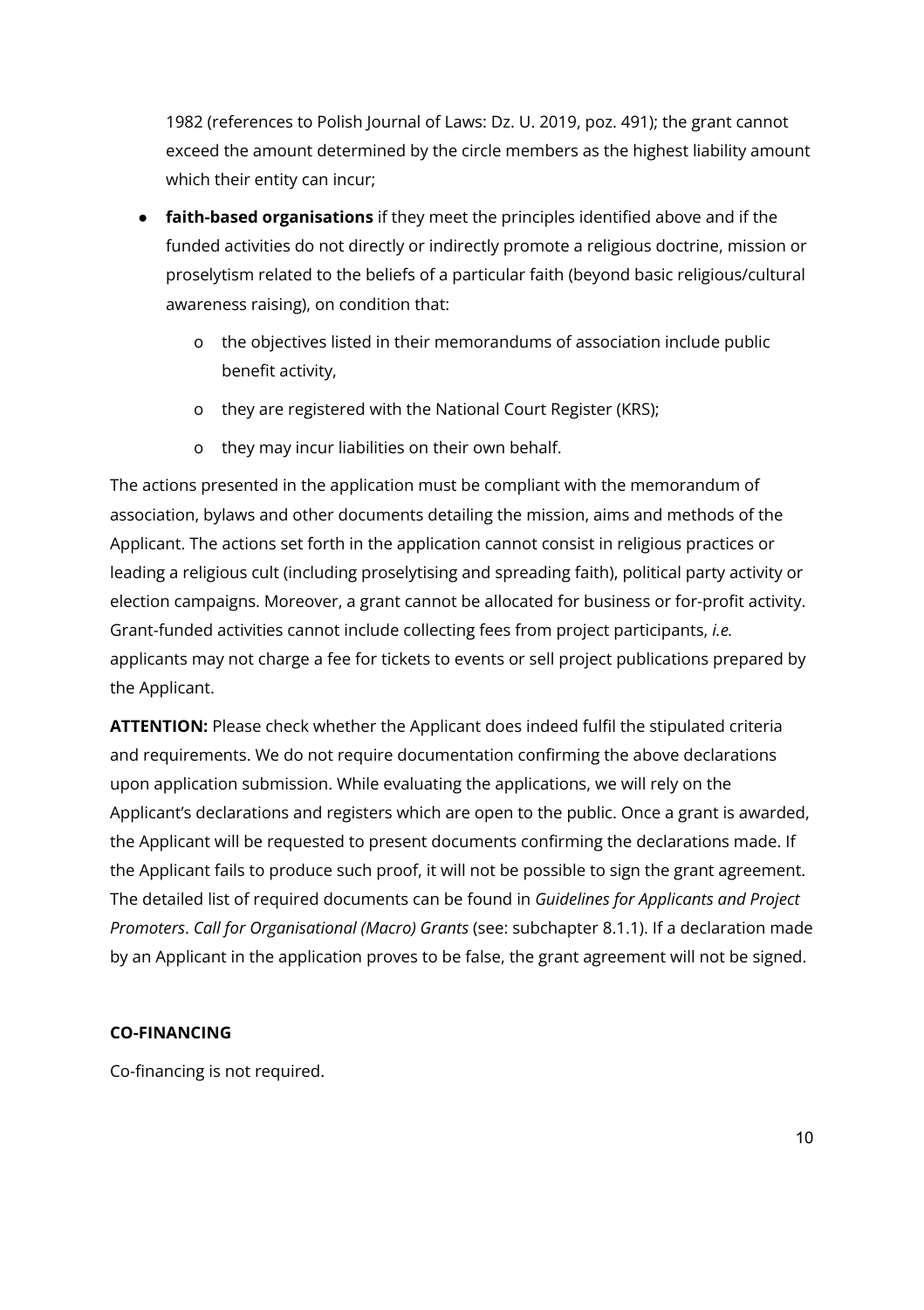1982 (references to Polish Journal of Laws: Dz. U. 2019, poz. 491); the grant cannot exceed the amount determined by the circle members as the highest liability amount which their entity can incur;

- **faith-based organisations** if they meet the principles identified above and if the funded activities do not directly or indirectly promote a religious doctrine, mission or proselytism related to the beliefs of a particular faith (beyond basic religious/cultural awareness raising), on condition that:
    - o the objectives listed in their memorandums of association include public benefit activity,
    - o they are registered with the National Court Register (KRS);
    - o they may incur liabilities on their own behalf.

The actions presented in the application must be compliant with the memorandum of association, bylaws and other documents detailing the mission, aims and methods of the Applicant. The actions set forth in the application cannot consist in religious practices or leading a religious cult (including proselytising and spreading faith), political party activity or election campaigns. Moreover, a grant cannot be allocated for business or for-profit activity. Grant-funded activities cannot include collecting fees from project participants, *i.e.* applicants may not charge a fee for tickets to events or sell project publications prepared by the Applicant.

**ATTENTION:** Please check whether the Applicant does indeed fulfil the stipulated criteria and requirements. We do not require documentation confirming the above declarations upon application submission. While evaluating the applications, we will rely on the Applicant's declarations and registers which are open to the public. Once a grant is awarded, the Applicant will be requested to present documents confirming the declarations made. If the Applicant fails to produce such proof, it will not be possible to sign the grant agreement. The detailed list of required documents can be found in *Guidelines for Applicants and Project Promoters*. *Call for Organisational (Macro) Grants* (see: subchapter 8.1.1). If a declaration made by an Applicant in the application proves to be false, the grant agreement will not be signed.

**CO-FINANCING**

Co-financing is not required.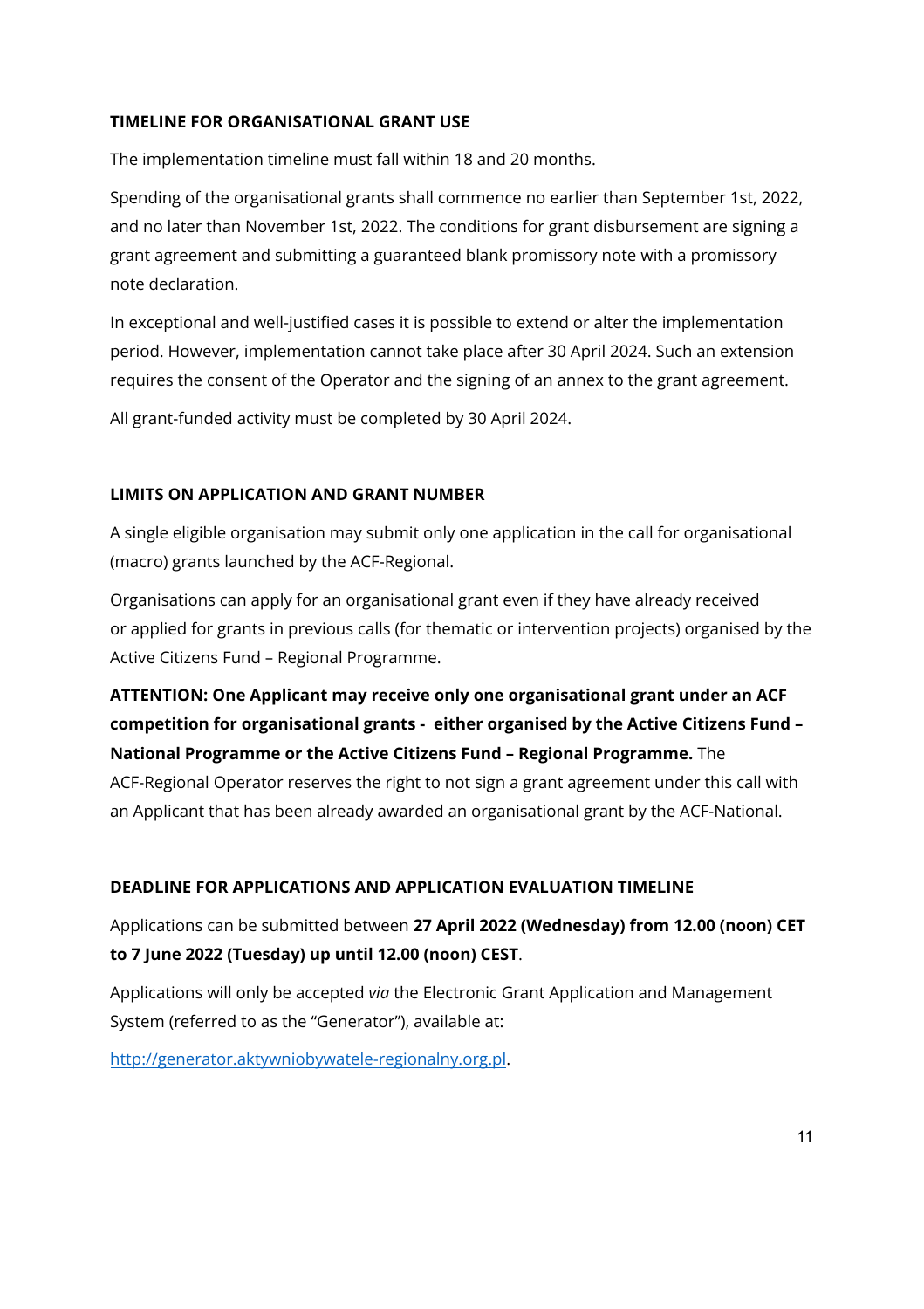**TIMELINE FOR ORGANISATIONAL GRANT USE**

The implementation timeline must fall within 18 and 20 months.

Spending of the organisational grants shall commence no earlier than September 1st, 2022, and no later than November 1st, 2022. The conditions for grant disbursement are signing a grant agreement and submitting a guaranteed blank promissory note with a promissory note declaration.

In exceptional and well-justified cases it is possible to extend or alter the implementation period. However, implementation cannot take place after 30 April 2024. Such an extension requires the consent of the Operator and the signing of an annex to the grant agreement.

All grant-funded activity must be completed by 30 April 2024.

**LIMITS ON APPLICATION AND GRANT NUMBER**

A single eligible organisation may submit only one application in the call for organisational (macro) grants launched by the ACF-Regional.

Organisations can apply for an organisational grant even if they have already received or applied for grants in previous calls (for thematic or intervention projects) organised by the Active Citizens Fund – Regional Programme.

**ATTENTION: One Applicant may receive only one organisational grant under an ACF competition for organisational grants - either organised by the Active Citizens Fund – National Programme or the Active Citizens Fund – Regional Programme.** The ACF-Regional Operator reserves the right to not sign a grant agreement under this call with an Applicant that has been already awarded an organisational grant by the ACF-National.

**DEADLINE FOR APPLICATIONS AND APPLICATION EVALUATION TIMELINE**

Applications can be submitted between **27 April 2022 (Wednesday) from 12.00 (noon) CET to 7 June 2022 (Tuesday) up until 12.00 (noon) CEST**.

Applications will only be accepted *via* the Electronic Grant Application and Management System (referred to as the "Generator"), available at:

[http://generator.aktywniobywatele-regionalny.org.pl](http://generator.aktywniobywatele-regionalny.org.pl).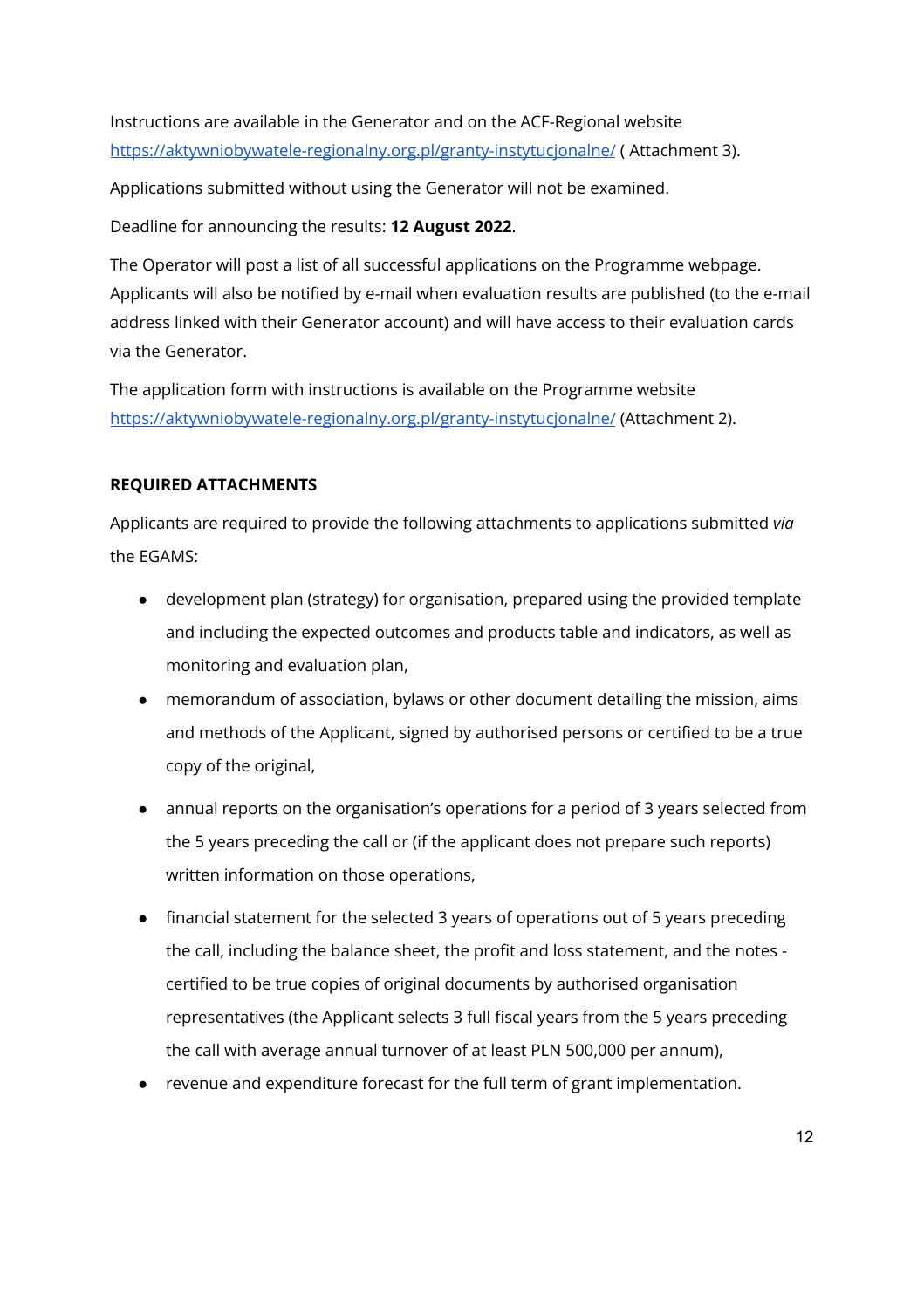Instructions are available in the Generator and on the ACF-Regional website [https://aktywniobywatele-regionalny.org.pl/granty-instytucjonalne/](https://aktywniobywatele-regionalny.org.pl/granty-instytucjonalne/) ( Attachment 3).

Applications submitted without using the Generator will not be examined.

Deadline for announcing the results: **12 August 2022**.

The Operator will post a list of all successful applications on the Programme webpage. Applicants will also be notified by e-mail when evaluation results are published (to the e-mail address linked with their Generator account) and will have access to their evaluation cards via the Generator.

The application form with instructions is available on the Programme website [https://aktywniobywatele-regionalny.org.pl/granty-instytucjonalne/](https://aktywniobywatele-regionalny.org.pl/granty-instytucjonalne/) (Attachment 2).

**REQUIRED ATTACHMENTS**

Applicants are required to provide the following attachments to applications submitted *via* the EGAMS:

- development plan (strategy) for organisation, prepared using the provided template and including the expected outcomes and products table and indicators, as well as monitoring and evaluation plan,
- memorandum of association, bylaws or other document detailing the mission, aims and methods of the Applicant, signed by authorised persons or certified to be a true copy of the original,
- annual reports on the organisation's operations for a period of 3 years selected from the 5 years preceding the call or (if the applicant does not prepare such reports) written information on those operations,
- financial statement for the selected 3 years of operations out of 5 years preceding the call, including the balance sheet, the profit and loss statement, and the notes - certified to be true copies of original documents by authorised organisation representatives (the Applicant selects 3 full fiscal years from the 5 years preceding the call with average annual turnover of at least PLN 500,000 per annum),
- revenue and expenditure forecast for the full term of grant implementation.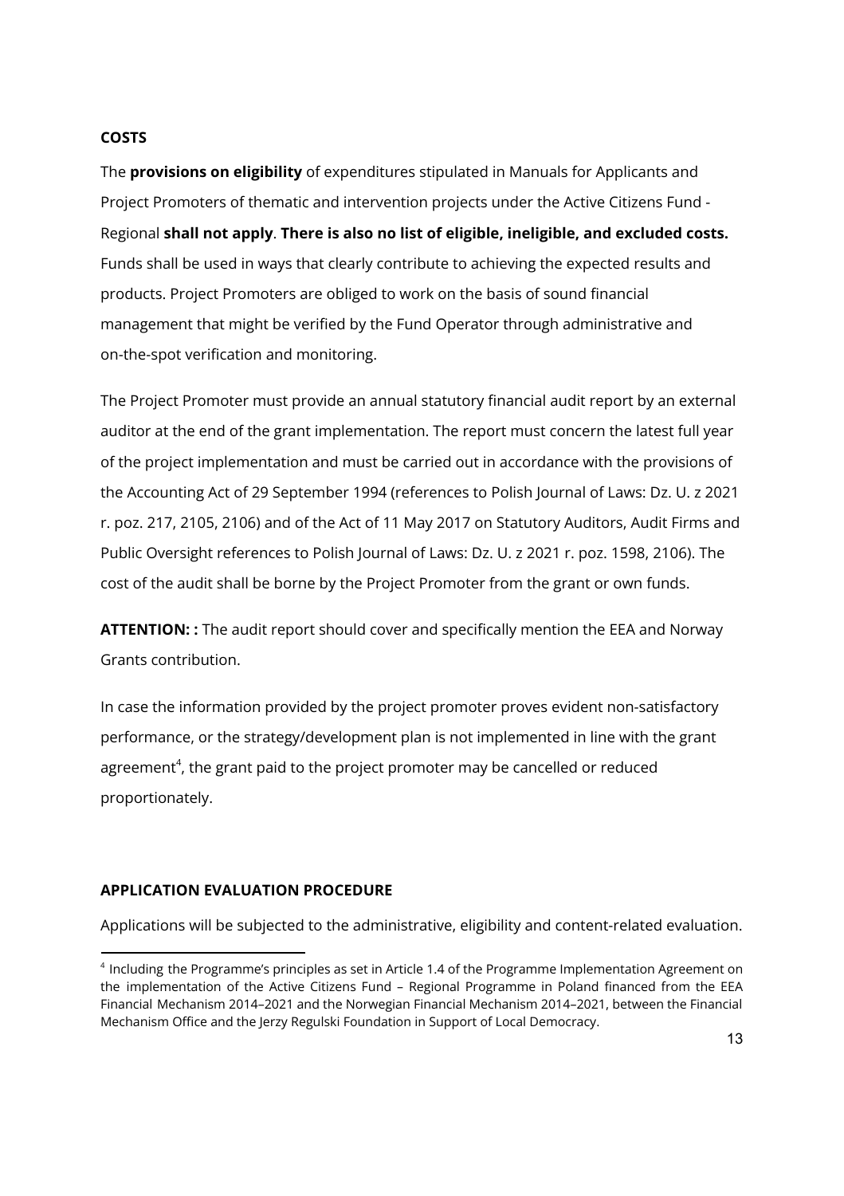**COSTS**

The **provisions on eligibility** of expenditures stipulated in Manuals for Applicants and Project Promoters of thematic and intervention projects under the Active Citizens Fund - Regional **shall not apply**. **There is also no list of eligible, ineligible, and excluded costs.** Funds shall be used in ways that clearly contribute to achieving the expected results and products. Project Promoters are obliged to work on the basis of sound financial management that might be verified by the Fund Operator through administrative and on-the-spot verification and monitoring.

The Project Promoter must provide an annual statutory financial audit report by an external auditor at the end of the grant implementation. The report must concern the latest full year of the project implementation and must be carried out in accordance with the provisions of the Accounting Act of 29 September 1994 (references to Polish Journal of Laws: Dz. U. z 2021 r. poz. 217, 2105, 2106) and of the Act of 11 May 2017 on Statutory Auditors, Audit Firms and Public Oversight references to Polish Journal of Laws: Dz. U. z 2021 r. poz. 1598, 2106). The cost of the audit shall be borne by the Project Promoter from the grant or own funds.

**ATTENTION: :** The audit report should cover and specifically mention the EEA and Norway Grants contribution.

In case the information provided by the project promoter proves evident non-satisfactory performance, or the strategy/development plan is not implemented in line with the grant agreement[4], the grant paid to the project promoter may be cancelled or reduced proportionately.

**APPLICATION EVALUATION PROCEDURE**

Applications will be subjected to the administrative, eligibility and content-related evaluation.

[4] Including the Programme's principles as set in Article 1.4 of the Programme Implementation Agreement on the implementation of the Active Citizens Fund – Regional Programme in Poland financed from the EEA Financial Mechanism 2014–2021 and the Norwegian Financial Mechanism 2014–2021, between the Financial Mechanism Office and the Jerzy Regulski Foundation in Support of Local Democracy.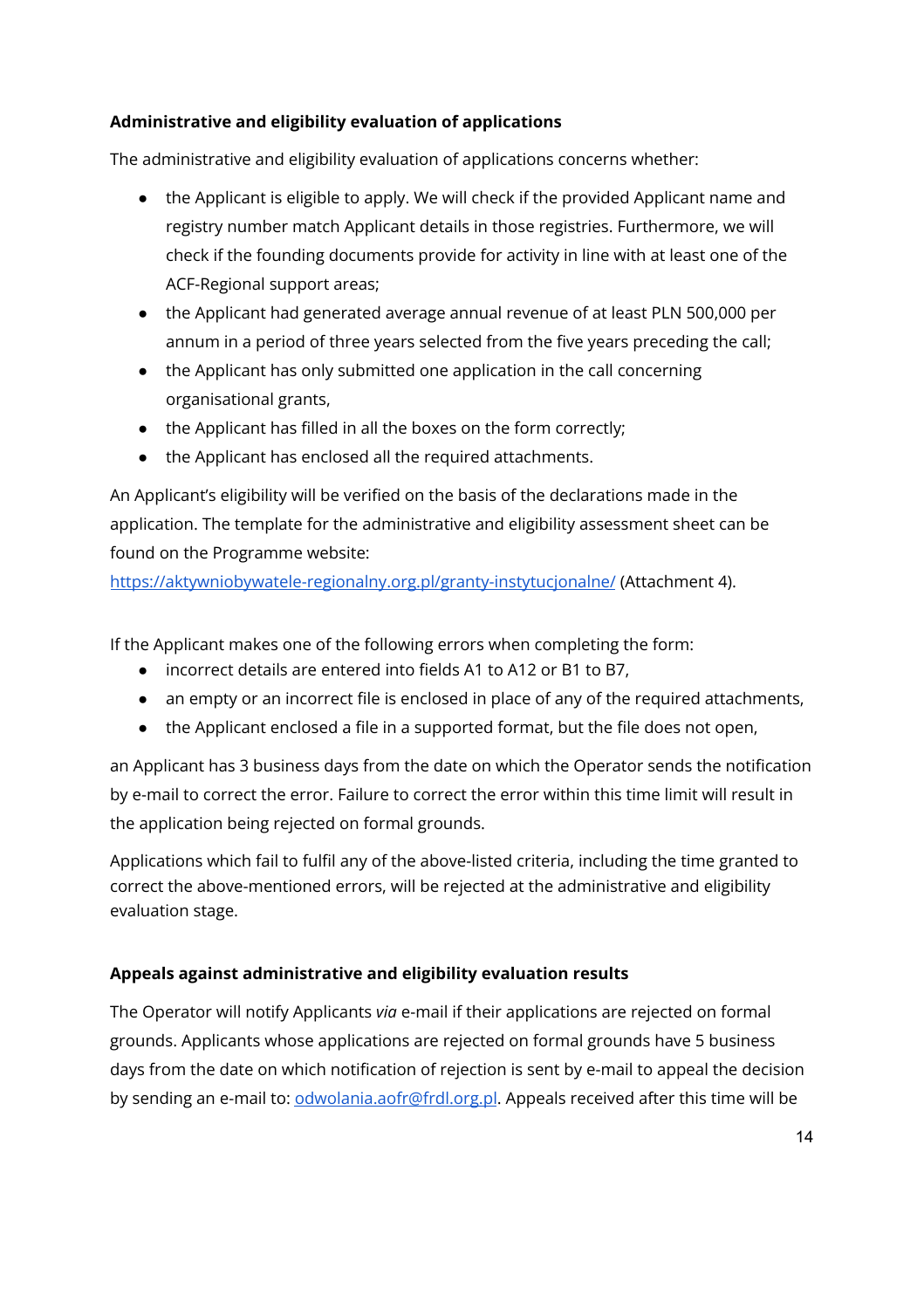**Administrative and eligibility evaluation of applications**

The administrative and eligibility evaluation of applications concerns whether:

- the Applicant is eligible to apply. We will check if the provided Applicant name and registry number match Applicant details in those registries. Furthermore, we will check if the founding documents provide for activity in line with at least one of the ACF-Regional support areas;
- the Applicant had generated average annual revenue of at least PLN 500,000 per annum in a period of three years selected from the five years preceding the call;
- the Applicant has only submitted one application in the call concerning organisational grants,
- the Applicant has filled in all the boxes on the form correctly;
- the Applicant has enclosed all the required attachments.

An Applicant's eligibility will be verified on the basis of the declarations made in the application. The template for the administrative and eligibility assessment sheet can be found on the Programme website: [https://aktywniobywatele-regionalny.org.pl/granty-instytucjonalne/](https://aktywniobywatele-regionalny.org.pl/granty-instytucjonalne/) (Attachment 4).

If the Applicant makes one of the following errors when completing the form:

- incorrect details are entered into fields A1 to A12 or B1 to B7,
- an empty or an incorrect file is enclosed in place of any of the required attachments,
- the Applicant enclosed a file in a supported format, but the file does not open,

an Applicant has 3 business days from the date on which the Operator sends the notification by e-mail to correct the error. Failure to correct the error within this time limit will result in the application being rejected on formal grounds.

Applications which fail to fulfil any of the above-listed criteria, including the time granted to correct the above-mentioned errors, will be rejected at the administrative and eligibility evaluation stage.

**Appeals against administrative and eligibility evaluation results**

The Operator will notify Applicants *via* e-mail if their applications are rejected on formal grounds. Applicants whose applications are rejected on formal grounds have 5 business days from the date on which notification of rejection is sent by e-mail to appeal the decision by sending an e-mail to: [odwolania.aofr@frdl.org.pl](mailto:odwolania.aofr@frdl.org.pl). Appeals received after this time will be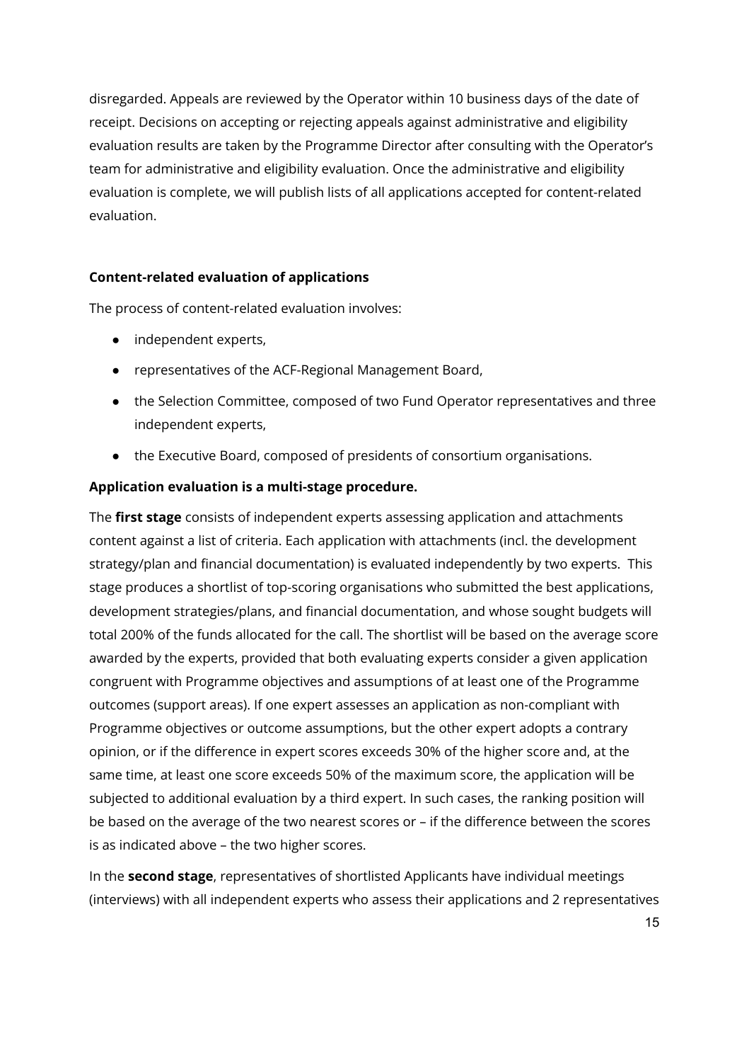disregarded. Appeals are reviewed by the Operator within 10 business days of the date of receipt. Decisions on accepting or rejecting appeals against administrative and eligibility evaluation results are taken by the Programme Director after consulting with the Operator's team for administrative and eligibility evaluation. Once the administrative and eligibility evaluation is complete, we will publish lists of all applications accepted for content-related evaluation.

**Content-related evaluation of applications**

The process of content-related evaluation involves:

- independent experts,
- representatives of the ACF-Regional Management Board,
- the Selection Committee, composed of two Fund Operator representatives and three independent experts,
- the Executive Board, composed of presidents of consortium organisations.

**Application evaluation is a multi-stage procedure.**

The **first stage** consists of independent experts assessing application and attachments content against a list of criteria. Each application with attachments (incl. the development strategy/plan and financial documentation) is evaluated independently by two experts. This stage produces a shortlist of top-scoring organisations who submitted the best applications, development strategies/plans, and financial documentation, and whose sought budgets will total 200% of the funds allocated for the call. The shortlist will be based on the average score awarded by the experts, provided that both evaluating experts consider a given application congruent with Programme objectives and assumptions of at least one of the Programme outcomes (support areas). If one expert assesses an application as non-compliant with Programme objectives or outcome assumptions, but the other expert adopts a contrary opinion, or if the difference in expert scores exceeds 30% of the higher score and, at the same time, at least one score exceeds 50% of the maximum score, the application will be subjected to additional evaluation by a third expert. In such cases, the ranking position will be based on the average of the two nearest scores or – if the difference between the scores is as indicated above – the two higher scores.

In the **second stage**, representatives of shortlisted Applicants have individual meetings (interviews) with all independent experts who assess their applications and 2 representatives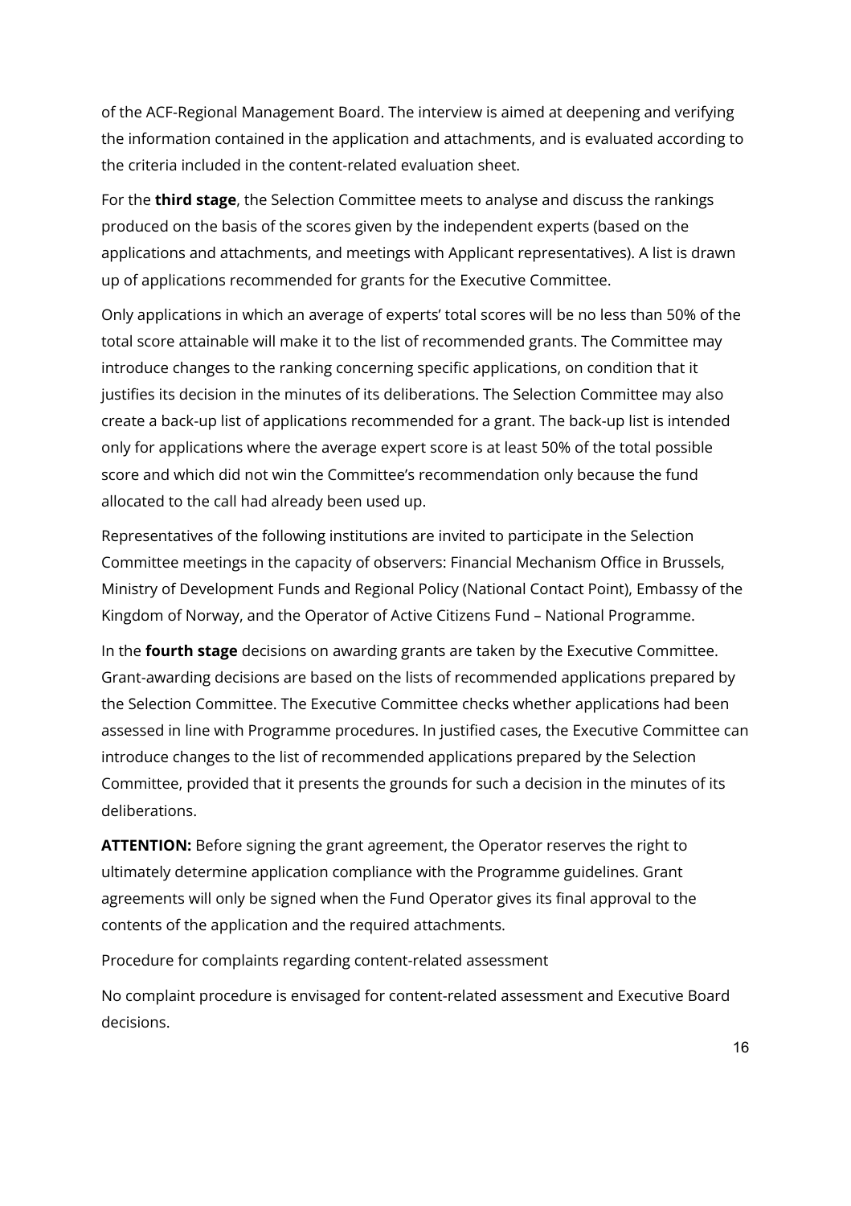of the ACF-Regional Management Board. The interview is aimed at deepening and verifying the information contained in the application and attachments, and is evaluated according to the criteria included in the content-related evaluation sheet.

For the **third stage**, the Selection Committee meets to analyse and discuss the rankings produced on the basis of the scores given by the independent experts (based on the applications and attachments, and meetings with Applicant representatives). A list is drawn up of applications recommended for grants for the Executive Committee.

Only applications in which an average of experts' total scores will be no less than 50% of the total score attainable will make it to the list of recommended grants. The Committee may introduce changes to the ranking concerning specific applications, on condition that it justifies its decision in the minutes of its deliberations. The Selection Committee may also create a back-up list of applications recommended for a grant. The back-up list is intended only for applications where the average expert score is at least 50% of the total possible score and which did not win the Committee's recommendation only because the fund allocated to the call had already been used up.

Representatives of the following institutions are invited to participate in the Selection Committee meetings in the capacity of observers: Financial Mechanism Office in Brussels, Ministry of Development Funds and Regional Policy (National Contact Point), Embassy of the Kingdom of Norway, and the Operator of Active Citizens Fund – National Programme.

In the **fourth stage** decisions on awarding grants are taken by the Executive Committee. Grant-awarding decisions are based on the lists of recommended applications prepared by the Selection Committee. The Executive Committee checks whether applications had been assessed in line with Programme procedures. In justified cases, the Executive Committee can introduce changes to the list of recommended applications prepared by the Selection Committee, provided that it presents the grounds for such a decision in the minutes of its deliberations.

**ATTENTION:** Before signing the grant agreement, the Operator reserves the right to ultimately determine application compliance with the Programme guidelines. Grant agreements will only be signed when the Fund Operator gives its final approval to the contents of the application and the required attachments.

Procedure for complaints regarding content-related assessment

No complaint procedure is envisaged for content-related assessment and Executive Board decisions.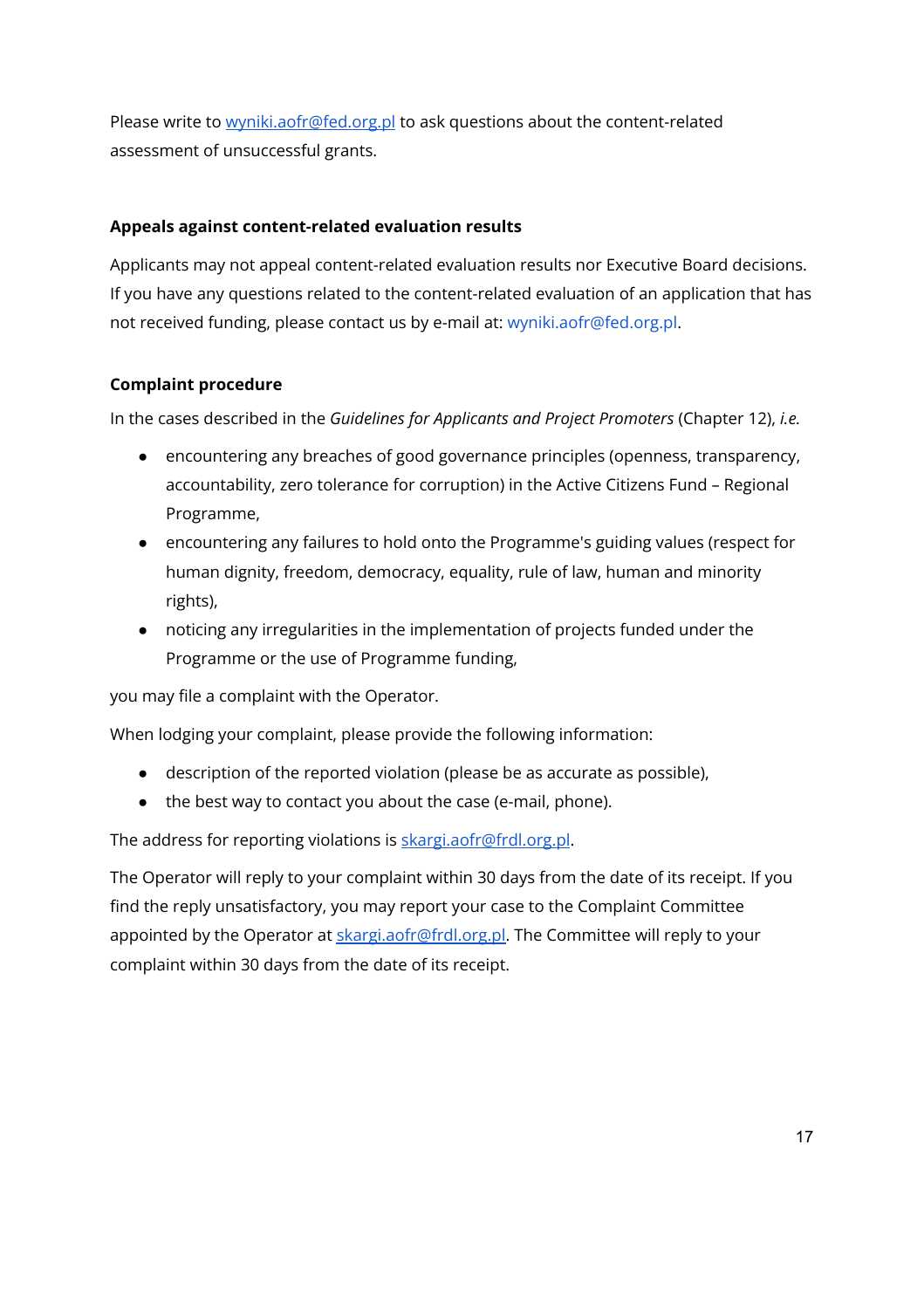Please write to wyniki.aofr@fed.org.pl to ask questions about the content-related assessment of unsuccessful grants.

### Appeals against content-related evaluation results

Applicants may not appeal content-related evaluation results nor Executive Board decisions. If you have any questions related to the content-related evaluation of an application that has not received funding, please contact us by e-mail at: wyniki.aofr@fed.org.pl.

### Complaint procedure

In the cases described in the *Guidelines for Applicants and Project Promoters* (Chapter 12), *i.e.*

- encountering any breaches of good governance principles (openness, transparency, accountability, zero tolerance for corruption) in the Active Citizens Fund – Regional Programme,
- encountering any failures to hold onto the Programme's guiding values (respect for human dignity, freedom, democracy, equality, rule of law, human and minority rights),
- noticing any irregularities in the implementation of projects funded under the Programme or the use of Programme funding,

you may file a complaint with the Operator.

When lodging your complaint, please provide the following information:

- description of the reported violation (please be as accurate as possible),
- the best way to contact you about the case (e-mail, phone).

The address for reporting violations is skargi.aofr@frdl.org.pl.

The Operator will reply to your complaint within 30 days from the date of its receipt. If you find the reply unsatisfactory, you may report your case to the Complaint Committee appointed by the Operator at skargi.aofr@frdl.org.pl. The Committee will reply to your complaint within 30 days from the date of its receipt.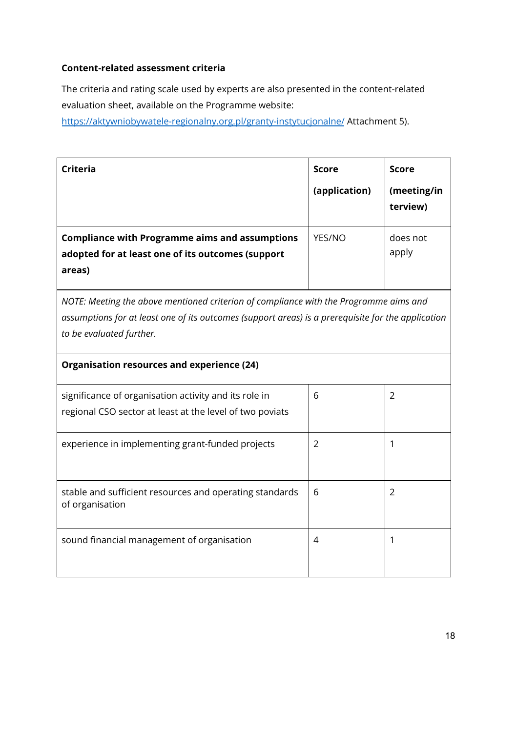**Content-related assessment criteria**

The criteria and rating scale used by experts are also presented in the content-related evaluation sheet, available on the Programme website: [https://aktywniobywatele-regionalny.org.pl/granty-instytucjonalne/](https://aktywniobywatele-regionalny.org.pl/granty-instytucjonalne/) Attachment 5).

| **Criteria** | **Score (application)** | **Score (meeting/interview)** |
|---|---|---|
| **Compliance with Programme aims and assumptions adopted for at least one of its outcomes (support areas)** | YES/NO | does not apply |
| *NOTE: Meeting the above mentioned criterion of compliance with the Programme aims and assumptions for at least one of its outcomes (support areas) is a prerequisite for the application to be evaluated further.* | | |
| **Organisation resources and experience (24)** | | |
| significance of organisation activity and its role in regional CSO sector at least at the level of two poviats | 6 | 2 |
| experience in implementing grant-funded projects | 2 | 1 |
| stable and sufficient resources and operating standards of organisation | 6 | 2 |
| sound financial management of organisation | 4 | 1 |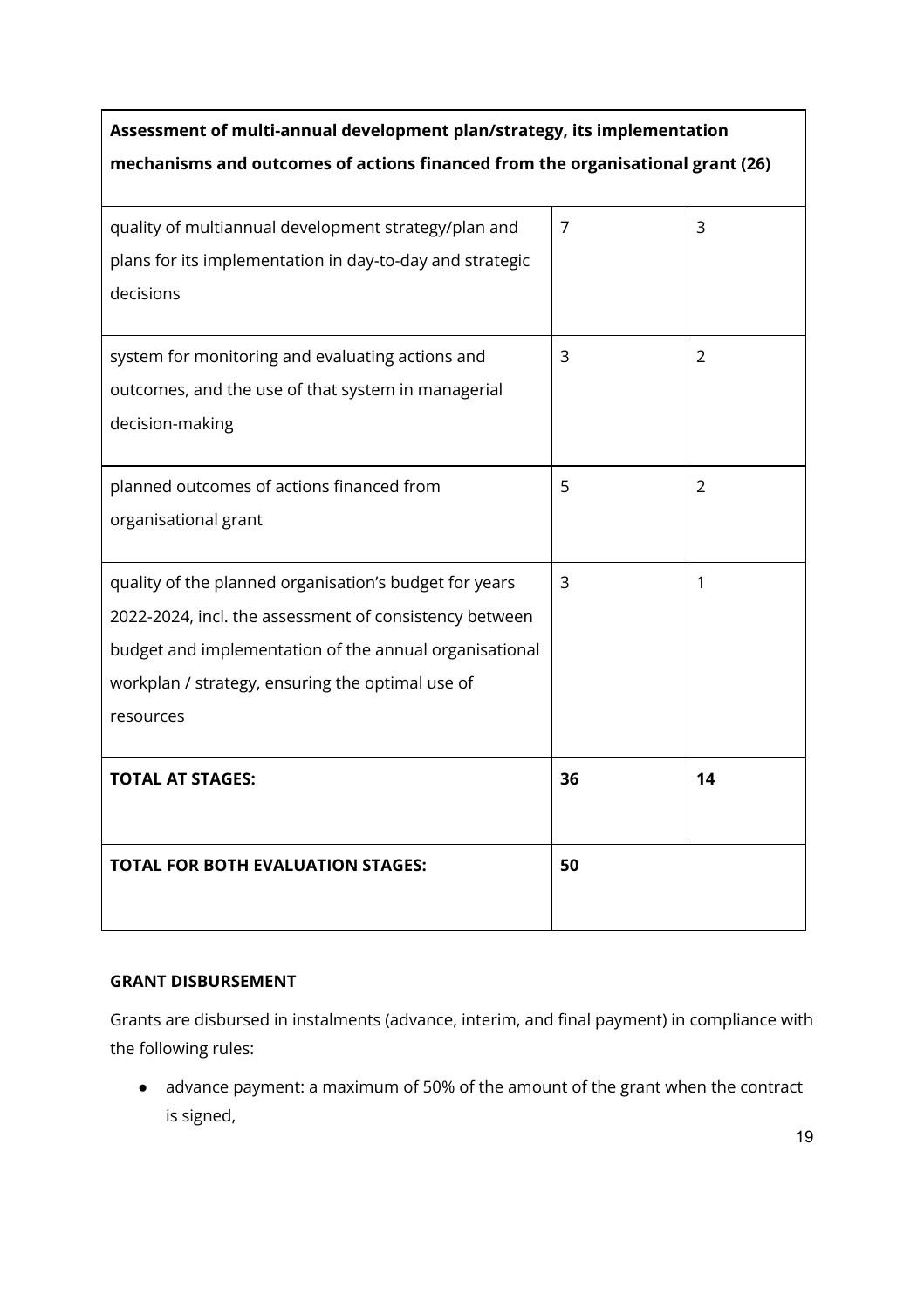| Assessment of multi-annual development plan/strategy, its implementation mechanisms and outcomes of actions financed from the organisational grant (26) | | |
|---|---|---|
| quality of multiannual development strategy/plan and plans for its implementation in day-to-day and strategic decisions | 7 | 3 |
| system for monitoring and evaluating actions and outcomes, and the use of that system in managerial decision-making | 3 | 2 |
| planned outcomes of actions financed from organisational grant | 5 | 2 |
| quality of the planned organisation's budget for years 2022-2024, incl. the assessment of consistency between budget and implementation of the annual organisational workplan / strategy, ensuring the optimal use of resources | 3 | 1 |
| **TOTAL AT STAGES:** | **36** | **14** |
| **TOTAL FOR BOTH EVALUATION STAGES:** | **50** | |

**GRANT DISBURSEMENT**

Grants are disbursed in instalments (advance, interim, and final payment) in compliance with the following rules:

- advance payment: a maximum of 50% of the amount of the grant when the contract is signed,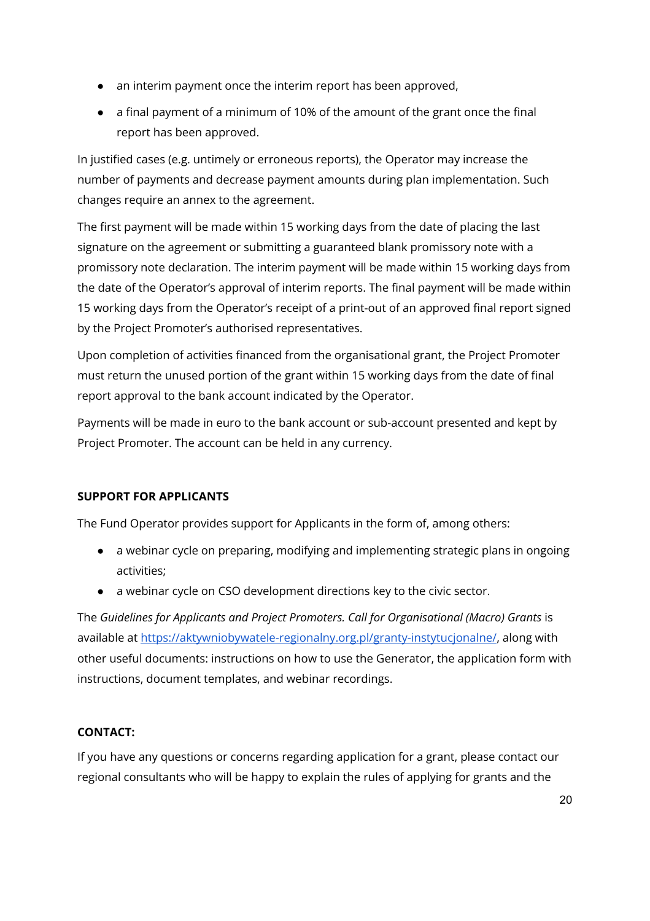- an interim payment once the interim report has been approved,
- a final payment of a minimum of 10% of the amount of the grant once the final report has been approved.

In justified cases (e.g. untimely or erroneous reports), the Operator may increase the number of payments and decrease payment amounts during plan implementation. Such changes require an annex to the agreement.

The first payment will be made within 15 working days from the date of placing the last signature on the agreement or submitting a guaranteed blank promissory note with a promissory note declaration. The interim payment will be made within 15 working days from the date of the Operator's approval of interim reports. The final payment will be made within 15 working days from the Operator's receipt of a print-out of an approved final report signed by the Project Promoter's authorised representatives.

Upon completion of activities financed from the organisational grant, the Project Promoter must return the unused portion of the grant within 15 working days from the date of final report approval to the bank account indicated by the Operator.

Payments will be made in euro to the bank account or sub-account presented and kept by Project Promoter. The account can be held in any currency.

**SUPPORT FOR APPLICANTS**

The Fund Operator provides support for Applicants in the form of, among others:

- a webinar cycle on preparing, modifying and implementing strategic plans in ongoing activities;
- a webinar cycle on CSO development directions key to the civic sector.

The *Guidelines for Applicants and Project Promoters. Call for Organisational (Macro) Grants* is available at [https://aktywniobywatele-regionalny.org.pl/granty-instytucjonalne/](https://aktywniobywatele-regionalny.org.pl/granty-instytucjonalne/), along with other useful documents: instructions on how to use the Generator, the application form with instructions, document templates, and webinar recordings.

**CONTACT:**

If you have any questions or concerns regarding application for a grant, please contact our regional consultants who will be happy to explain the rules of applying for grants and the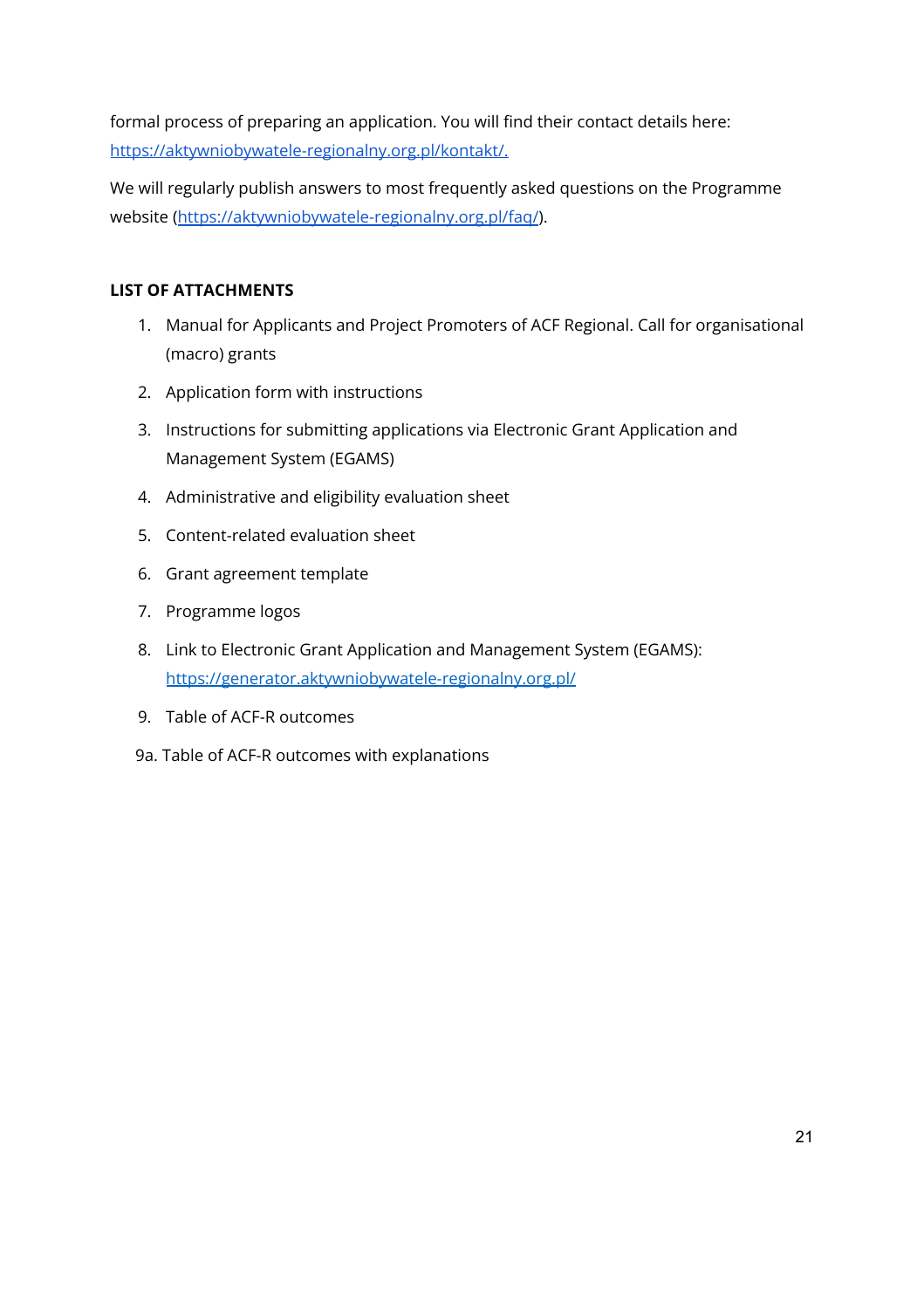formal process of preparing an application. You will find their contact details here: https://aktywniobywatele-regionalny.org.pl/kontakt/.

We will regularly publish answers to most frequently asked questions on the Programme website (https://aktywniobywatele-regionalny.org.pl/faq/).

**LIST OF ATTACHMENTS**

1. Manual for Applicants and Project Promoters of ACF Regional. Call for organisational (macro) grants
2. Application form with instructions
3. Instructions for submitting applications via Electronic Grant Application and Management System (EGAMS)
4. Administrative and eligibility evaluation sheet
5. Content-related evaluation sheet
6. Grant agreement template
7. Programme logos
8. Link to Electronic Grant Application and Management System (EGAMS): https://generator.aktywniobywatele-regionalny.org.pl/
9. Table of ACF-R outcomes

9a. Table of ACF-R outcomes with explanations